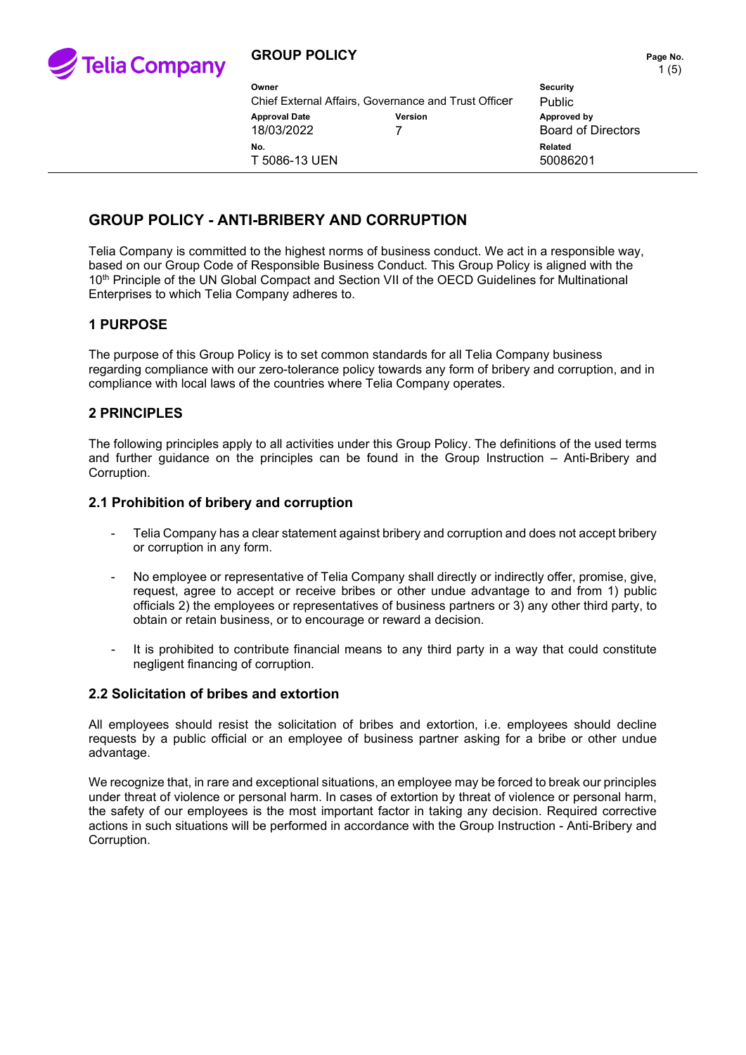**GROUP POLICY**

| Owner | | Security |
|---|---|---|
| Chief External Affairs, Governance and Trust Officer | | Public |
| **Approval Date** | **Version** | **Approved by** |
| 18/03/2022 | 7 | Board of Directors |
| **No.** | | **Related** |
| T 5086-13 UEN | | 50086201 |

# GROUP POLICY - ANTI-BRIBERY AND CORRUPTION

Telia Company is committed to the highest norms of business conduct. We act in a responsible way, based on our Group Code of Responsible Business Conduct. This Group Policy is aligned with the 10th Principle of the UN Global Compact and Section VII of the OECD Guidelines for Multinational Enterprises to which Telia Company adheres to.

## 1 PURPOSE

The purpose of this Group Policy is to set common standards for all Telia Company business regarding compliance with our zero-tolerance policy towards any form of bribery and corruption, and in compliance with local laws of the countries where Telia Company operates.

## 2 PRINCIPLES

The following principles apply to all activities under this Group Policy. The definitions of the used terms and further guidance on the principles can be found in the Group Instruction – Anti-Bribery and Corruption.

### 2.1 Prohibition of bribery and corruption

- Telia Company has a clear statement against bribery and corruption and does not accept bribery or corruption in any form.
- No employee or representative of Telia Company shall directly or indirectly offer, promise, give, request, agree to accept or receive bribes or other undue advantage to and from 1) public officials 2) the employees or representatives of business partners or 3) any other third party, to obtain or retain business, or to encourage or reward a decision.
- It is prohibited to contribute financial means to any third party in a way that could constitute negligent financing of corruption.

### 2.2 Solicitation of bribes and extortion

All employees should resist the solicitation of bribes and extortion, i.e. employees should decline requests by a public official or an employee of business partner asking for a bribe or other undue advantage.

We recognize that, in rare and exceptional situations, an employee may be forced to break our principles under threat of violence or personal harm. In cases of extortion by threat of violence or personal harm, the safety of our employees is the most important factor in taking any decision. Required corrective actions in such situations will be performed in accordance with the Group Instruction - Anti-Bribery and Corruption.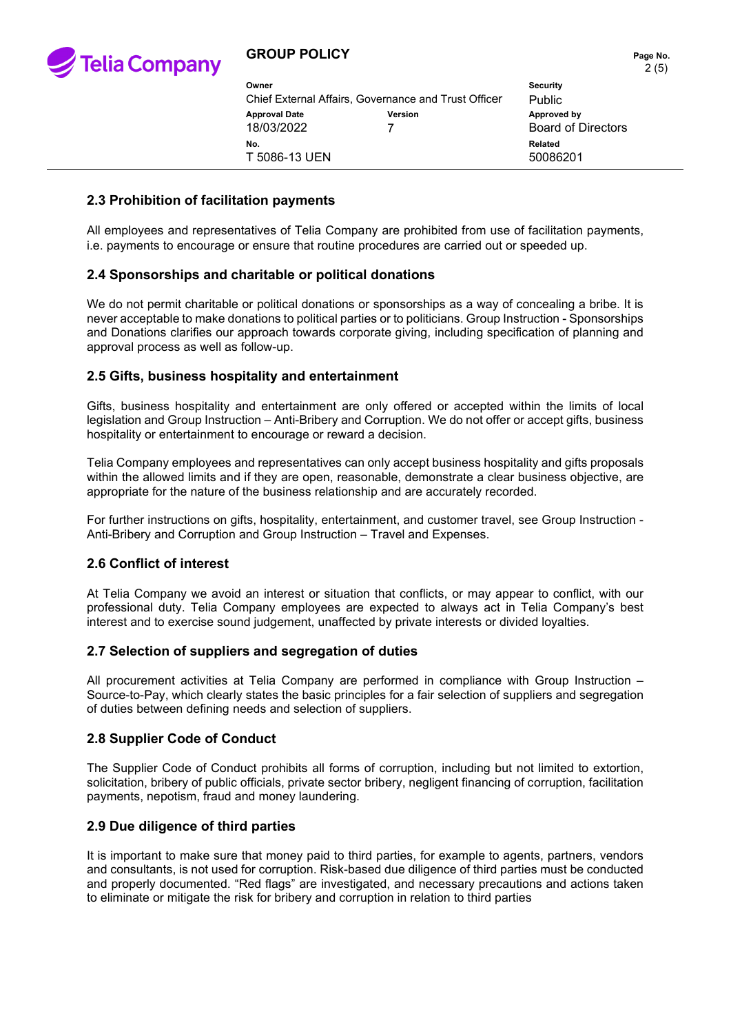### 2.3 Prohibition of facilitation payments

All employees and representatives of Telia Company are prohibited from use of facilitation payments, i.e. payments to encourage or ensure that routine procedures are carried out or speeded up.

### 2.4 Sponsorships and charitable or political donations

We do not permit charitable or political donations or sponsorships as a way of concealing a bribe. It is never acceptable to make donations to political parties or to politicians. Group Instruction - Sponsorships and Donations clarifies our approach towards corporate giving, including specification of planning and approval process as well as follow-up.

### 2.5 Gifts, business hospitality and entertainment

Gifts, business hospitality and entertainment are only offered or accepted within the limits of local legislation and Group Instruction – Anti-Bribery and Corruption. We do not offer or accept gifts, business hospitality or entertainment to encourage or reward a decision.

Telia Company employees and representatives can only accept business hospitality and gifts proposals within the allowed limits and if they are open, reasonable, demonstrate a clear business objective, are appropriate for the nature of the business relationship and are accurately recorded.

For further instructions on gifts, hospitality, entertainment, and customer travel, see Group Instruction - Anti-Bribery and Corruption and Group Instruction – Travel and Expenses.

### 2.6 Conflict of interest

At Telia Company we avoid an interest or situation that conflicts, or may appear to conflict, with our professional duty. Telia Company employees are expected to always act in Telia Company's best interest and to exercise sound judgement, unaffected by private interests or divided loyalties.

### 2.7 Selection of suppliers and segregation of duties

All procurement activities at Telia Company are performed in compliance with Group Instruction – Source-to-Pay, which clearly states the basic principles for a fair selection of suppliers and segregation of duties between defining needs and selection of suppliers.

### 2.8 Supplier Code of Conduct

The Supplier Code of Conduct prohibits all forms of corruption, including but not limited to extortion, solicitation, bribery of public officials, private sector bribery, negligent financing of corruption, facilitation payments, nepotism, fraud and money laundering.

### 2.9 Due diligence of third parties

It is important to make sure that money paid to third parties, for example to agents, partners, vendors and consultants, is not used for corruption. Risk-based due diligence of third parties must be conducted and properly documented. "Red flags" are investigated, and necessary precautions and actions taken to eliminate or mitigate the risk for bribery and corruption in relation to third parties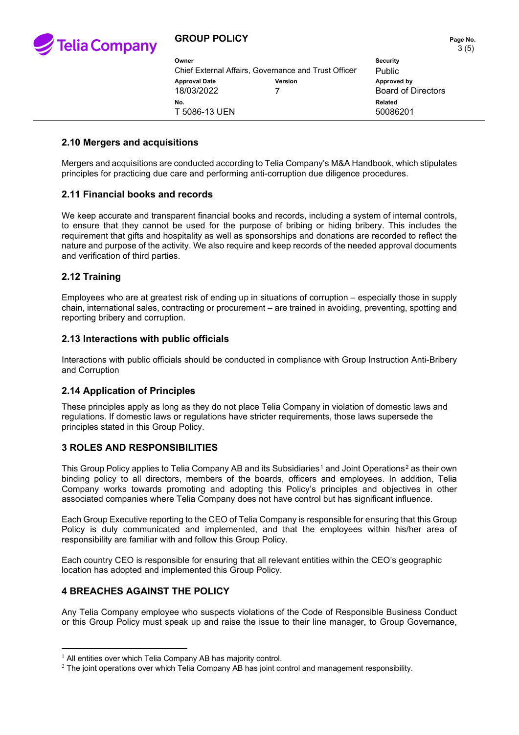## 2.10 Mergers and acquisitions

Mergers and acquisitions are conducted according to Telia Company's M&A Handbook, which stipulates principles for practicing due care and performing anti-corruption due diligence procedures.

## 2.11 Financial books and records

We keep accurate and transparent financial books and records, including a system of internal controls, to ensure that they cannot be used for the purpose of bribing or hiding bribery. This includes the requirement that gifts and hospitality as well as sponsorships and donations are recorded to reflect the nature and purpose of the activity. We also require and keep records of the needed approval documents and verification of third parties.

## 2.12 Training

Employees who are at greatest risk of ending up in situations of corruption – especially those in supply chain, international sales, contracting or procurement – are trained in avoiding, preventing, spotting and reporting bribery and corruption.

## 2.13 Interactions with public officials

Interactions with public officials should be conducted in compliance with Group Instruction Anti-Bribery and Corruption

## 2.14 Application of Principles

These principles apply as long as they do not place Telia Company in violation of domestic laws and regulations. If domestic laws or regulations have stricter requirements, those laws supersede the principles stated in this Group Policy.

# 3 ROLES AND RESPONSIBILITIES

This Group Policy applies to Telia Company AB and its Subsidiaries[1] and Joint Operations[2] as their own binding policy to all directors, members of the boards, officers and employees. In addition, Telia Company works towards promoting and adopting this Policy's principles and objectives in other associated companies where Telia Company does not have control but has significant influence.

Each Group Executive reporting to the CEO of Telia Company is responsible for ensuring that this Group Policy is duly communicated and implemented, and that the employees within his/her area of responsibility are familiar with and follow this Group Policy.

Each country CEO is responsible for ensuring that all relevant entities within the CEO's geographic location has adopted and implemented this Group Policy.

# 4 BREACHES AGAINST THE POLICY

Any Telia Company employee who suspects violations of the Code of Responsible Business Conduct or this Group Policy must speak up and raise the issue to their line manager, to Group Governance,

---

[1] All entities over which Telia Company AB has majority control.

[2] The joint operations over which Telia Company AB has joint control and management responsibility.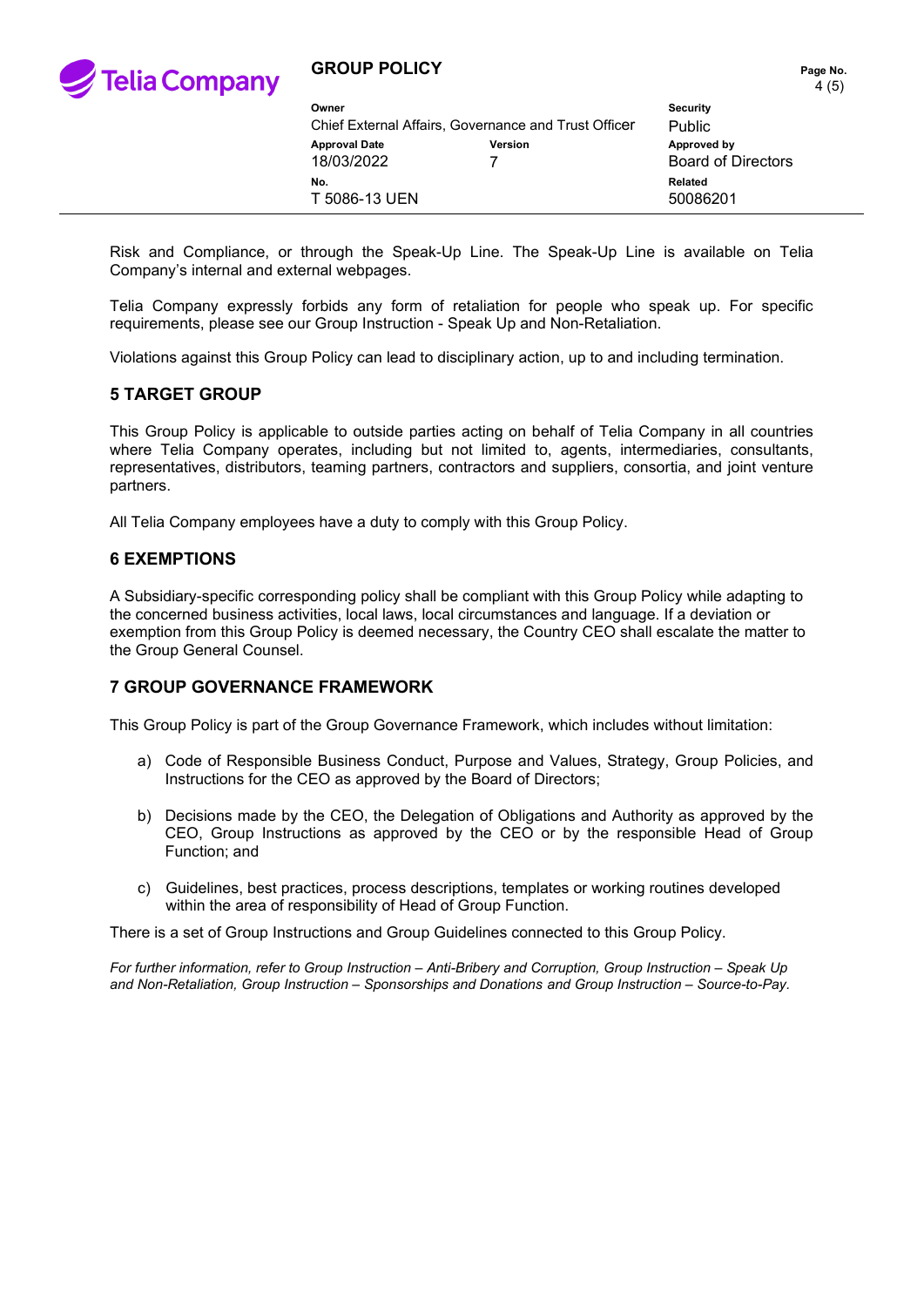Risk and Compliance, or through the Speak-Up Line. The Speak-Up Line is available on Telia Company's internal and external webpages.

Telia Company expressly forbids any form of retaliation for people who speak up. For specific requirements, please see our Group Instruction - Speak Up and Non-Retaliation.

Violations against this Group Policy can lead to disciplinary action, up to and including termination.

## 5 TARGET GROUP

This Group Policy is applicable to outside parties acting on behalf of Telia Company in all countries where Telia Company operates, including but not limited to, agents, intermediaries, consultants, representatives, distributors, teaming partners, contractors and suppliers, consortia, and joint venture partners.

All Telia Company employees have a duty to comply with this Group Policy.

## 6 EXEMPTIONS

A Subsidiary-specific corresponding policy shall be compliant with this Group Policy while adapting to the concerned business activities, local laws, local circumstances and language. If a deviation or exemption from this Group Policy is deemed necessary, the Country CEO shall escalate the matter to the Group General Counsel.

## 7 GROUP GOVERNANCE FRAMEWORK

This Group Policy is part of the Group Governance Framework, which includes without limitation:

a) Code of Responsible Business Conduct, Purpose and Values, Strategy, Group Policies, and Instructions for the CEO as approved by the Board of Directors;

b) Decisions made by the CEO, the Delegation of Obligations and Authority as approved by the CEO, Group Instructions as approved by the CEO or by the responsible Head of Group Function; and

c) Guidelines, best practices, process descriptions, templates or working routines developed within the area of responsibility of Head of Group Function.

There is a set of Group Instructions and Group Guidelines connected to this Group Policy.

*For further information, refer to Group Instruction – Anti-Bribery and Corruption, Group Instruction – Speak Up and Non-Retaliation, Group Instruction – Sponsorships and Donations and Group Instruction – Source-to-Pay.*